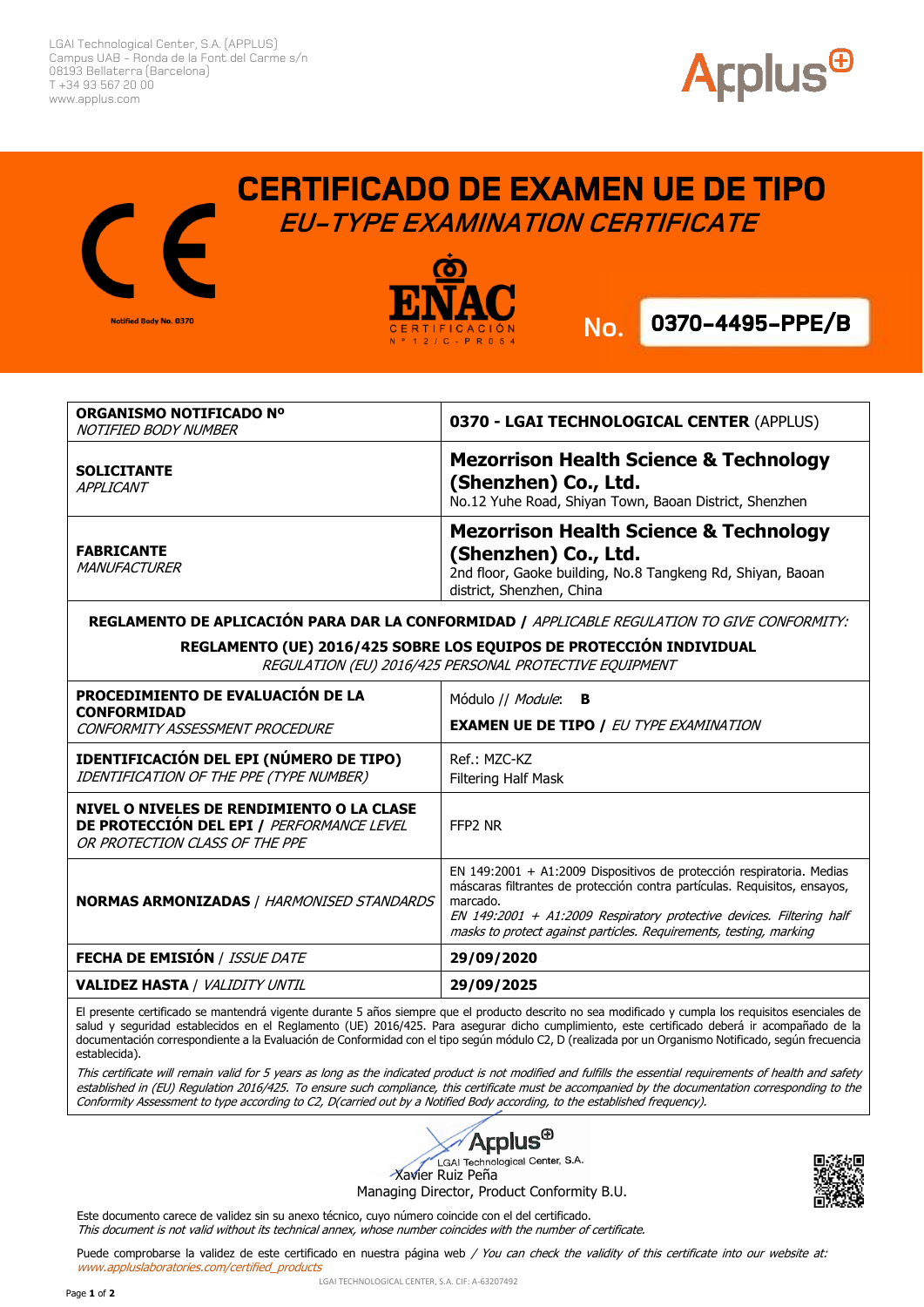LGAI Technological Center, S.A. (APPLUS)
Campus UAB - Ronda de la Font del Carme s/n
08193 Bellaterra (Barcelona)
T +34 93 567 20 00
www.applus.com

Notified Body No. 0370

# CERTIFICADO DE EXAMEN UE DE TIPO

## *EU-TYPE EXAMINATION CERTIFICATE*

ENAC CERTIFICACIÓN Nº 12/C-PR054

**No. 0370-4495-PPE/B**

| | |
|---|---|
| **ORGANISMO NOTIFICADO Nº** *NOTIFIED BODY NUMBER* | **0370 - LGAI TECHNOLOGICAL CENTER** (APPLUS) |
| **SOLICITANTE** *APPLICANT* | **Mezorrison Health Science & Technology (Shenzhen) Co., Ltd.** No.12 Yuhe Road, Shiyan Town, Baoan District, Shenzhen |
| **FABRICANTE** *MANUFACTURER* | **Mezorrison Health Science & Technology (Shenzhen) Co., Ltd.** 2nd floor, Gaoke building, No.8 Tangkeng Rd, Shiyan, Baoan district, Shenzhen, China |
| **REGLAMENTO DE APLICACIÓN PARA DAR LA CONFORMIDAD /** *APPLICABLE REGULATION TO GIVE CONFORMITY:* **REGLAMENTO (UE) 2016/425 SOBRE LOS EQUIPOS DE PROTECCIÓN INDIVIDUAL** *REGULATION (EU) 2016/425 PERSONAL PROTECTIVE EQUIPMENT* | |
| **PROCEDIMIENTO DE EVALUACIÓN DE LA CONFORMIDAD** *CONFORMITY ASSESSMENT PROCEDURE* | Módulo // *Module*: **B** **EXAMEN UE DE TIPO /** *EU TYPE EXAMINATION* |
| **IDENTIFICACIÓN DEL EPI (NÚMERO DE TIPO)** *IDENTIFICATION OF THE PPE (TYPE NUMBER)* | Ref.: MZC-KZ Filtering Half Mask |
| **NIVEL O NIVELES DE RENDIMIENTO O LA CLASE DE PROTECCIÓN DEL EPI /** *PERFORMANCE LEVEL OR PROTECTION CLASS OF THE PPE* | FFP2 NR |
| **NORMAS ARMONIZADAS** / *HARMONISED STANDARDS* | EN 149:2001 + A1:2009 Dispositivos de protección respiratoria. Medias máscaras filtrantes de protección contra partículas. Requisitos, ensayos, marcado. *EN 149:2001 + A1:2009 Respiratory protective devices. Filtering half masks to protect against particles. Requirements, testing, marking* |
| **FECHA DE EMISIÓN** / *ISSUE DATE* | **29/09/2020** |
| **VALIDEZ HASTA** / *VALIDITY UNTIL* | **29/09/2025** |

El presente certificado se mantendrá vigente durante 5 años siempre que el producto descrito no sea modificado y cumpla los requisitos esenciales de salud y seguridad establecidos en el Reglamento (UE) 2016/425. Para asegurar dicho cumplimiento, este certificado deberá ir acompañado de la documentación correspondiente a la Evaluación de Conformidad con el tipo según módulo C2, D (realizada por un Organismo Notificado, según frecuencia establecida).

*This certificate will remain valid for 5 years as long as the indicated product is not modified and fulfills the essential requirements of health and safety established in (EU) Regulation 2016/425. To ensure such compliance, this certificate must be accompanied by the documentation corresponding to the Conformity Assessment to type according to C2, D(carried out by a Notified Body according, to the established frequency).*

Applus LGAI Technological Center, S.A.
Xavier Ruiz Peña
Managing Director, Product Conformity B.U.

Este documento carece de validez sin su anexo técnico, cuyo número coincide con el del certificado.
*This document is not valid without its technical annex, whose number coincides with the number of certificate.*

Puede comprobarse la validez de este certificado en nuestra página web / *You can check the validity of this certificate into our website at:* *www.appluslaboratories.com/certified_products*

LGAI TECHNOLOGICAL CENTER, S.A. CIF: A-63207492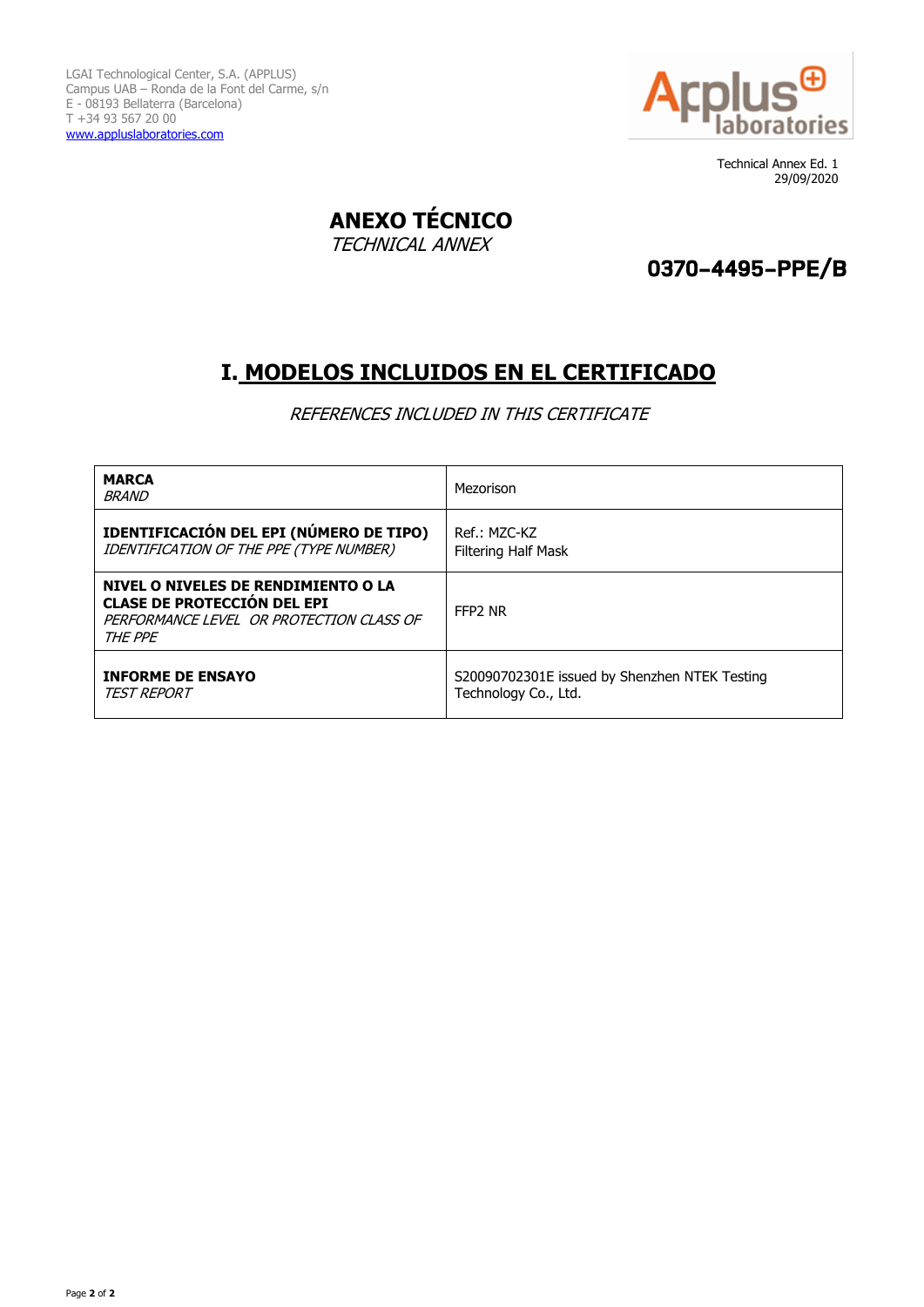LGAI Technological Center, S.A. (APPLUS)
Campus UAB – Ronda de la Font del Carme, s/n
E - 08193 Bellaterra (Barcelona)
T +34 93 567 20 00
www.appluslaboratories.com

Technical Annex Ed. 1
29/09/2020

# ANEXO TÉCNICO

*TECHNICAL ANNEX*

## 0370–4495–PPE/B

## I. MODELOS INCLUIDOS EN EL CERTIFICADO

*REFERENCES INCLUDED IN THIS CERTIFICATE*

| | |
|---|---|
| **MARCA**<br>*BRAND* | Mezorison |
| **IDENTIFICACIÓN DEL EPI (NÚMERO DE TIPO)**<br>*IDENTIFICATION OF THE PPE (TYPE NUMBER)* | Ref.: MZC-KZ<br>Filtering Half Mask |
| **NIVEL O NIVELES DE RENDIMIENTO O LA CLASE DE PROTECCIÓN DEL EPI**<br>*PERFORMANCE LEVEL OR PROTECTION CLASS OF THE PPE* | FFP2 NR |
| **INFORME DE ENSAYO**<br>*TEST REPORT* | S20090702301E issued by Shenzhen NTEK Testing Technology Co., Ltd. |